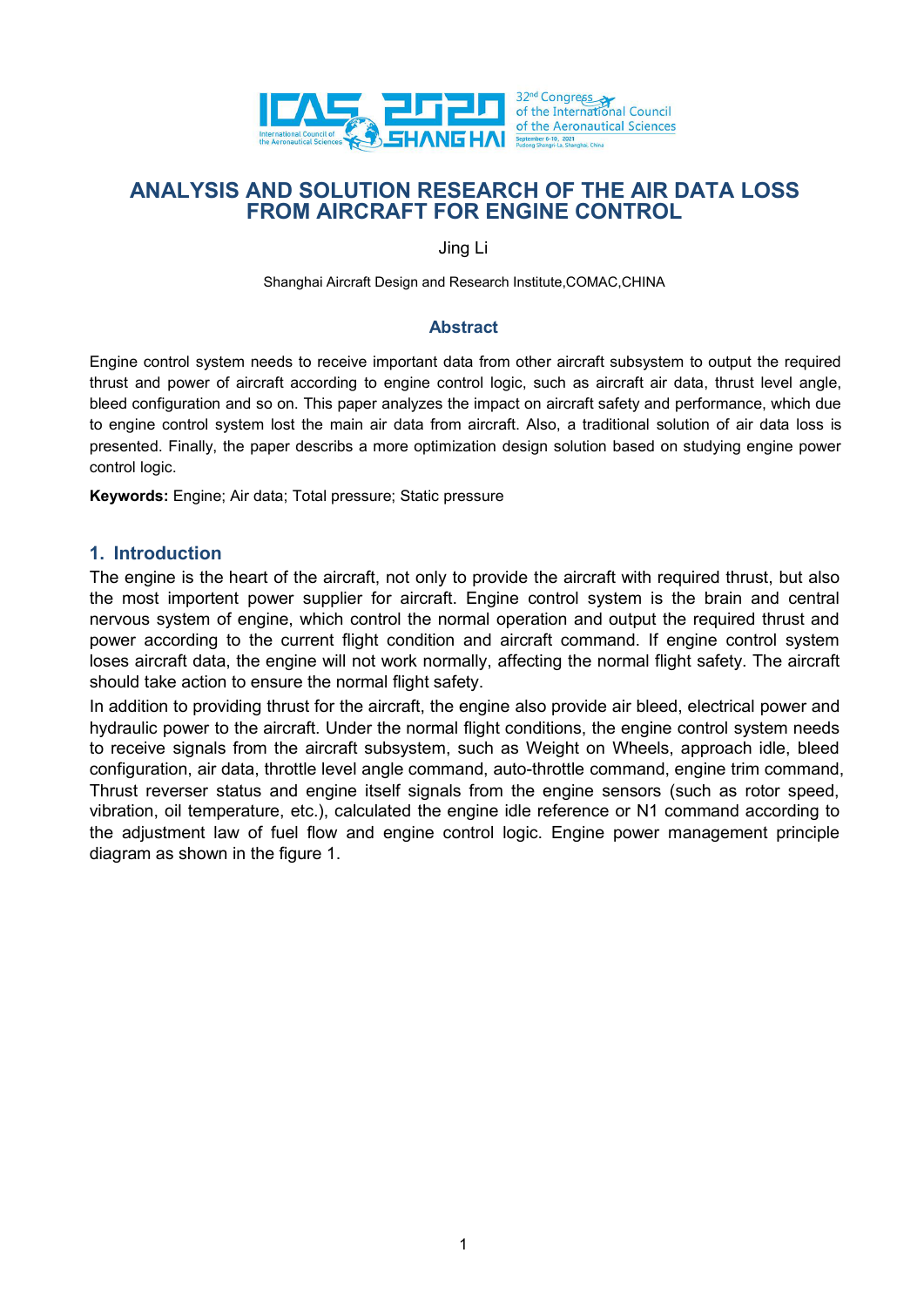# ANALYSIS AND SOLUTION RESEARCH OF THE AIR DATA LOSS FROM AIRCRAFT FOR ENGINE CONTROL

Jing Li

Shanghai Aircraft Design and Research Institute,COMAC,CHINA

## Abstract

Engine control system needs to receive important data from other aircraft subsystem to output the required thrust and power of aircraft according to engine control logic, such as aircraft air data, thrust level angle, bleed configuration and so on. This paper analyzes the impact on aircraft safety and performance, which due to engine control system lost the main air data from aircraft. Also, a traditional solution of air data loss is presented. Finally, the paper describs a more optimization design solution based on studying engine power control logic.

**Keywords:** Engine; Air data; Total pressure; Static pressure

## 1. Introduction

The engine is the heart of the aircraft, not only to provide the aircraft with required thrust, but also the most importent power supplier for aircraft. Engine control system is the brain and central nervous system of engine, which control the normal operation and output the required thrust and power according to the current flight condition and aircraft command. If engine control system loses aircraft data, the engine will not work normally, affecting the normal flight safety. The aircraft should take action to ensure the normal flight safety.

In addition to providing thrust for the aircraft, the engine also provide air bleed, electrical power and hydraulic power to the aircraft. Under the normal flight conditions, the engine control system needs to receive signals from the aircraft subsystem, such as Weight on Wheels, approach idle, bleed configuration, air data, throttle level angle command, auto-throttle command, engine trim command, Thrust reverser status and engine itself signals from the engine sensors (such as rotor speed, vibration, oil temperature, etc.), calculated the engine idle reference or N1 command according to the adjustment law of fuel flow and engine control logic. Engine power management principle diagram as shown in the figure 1.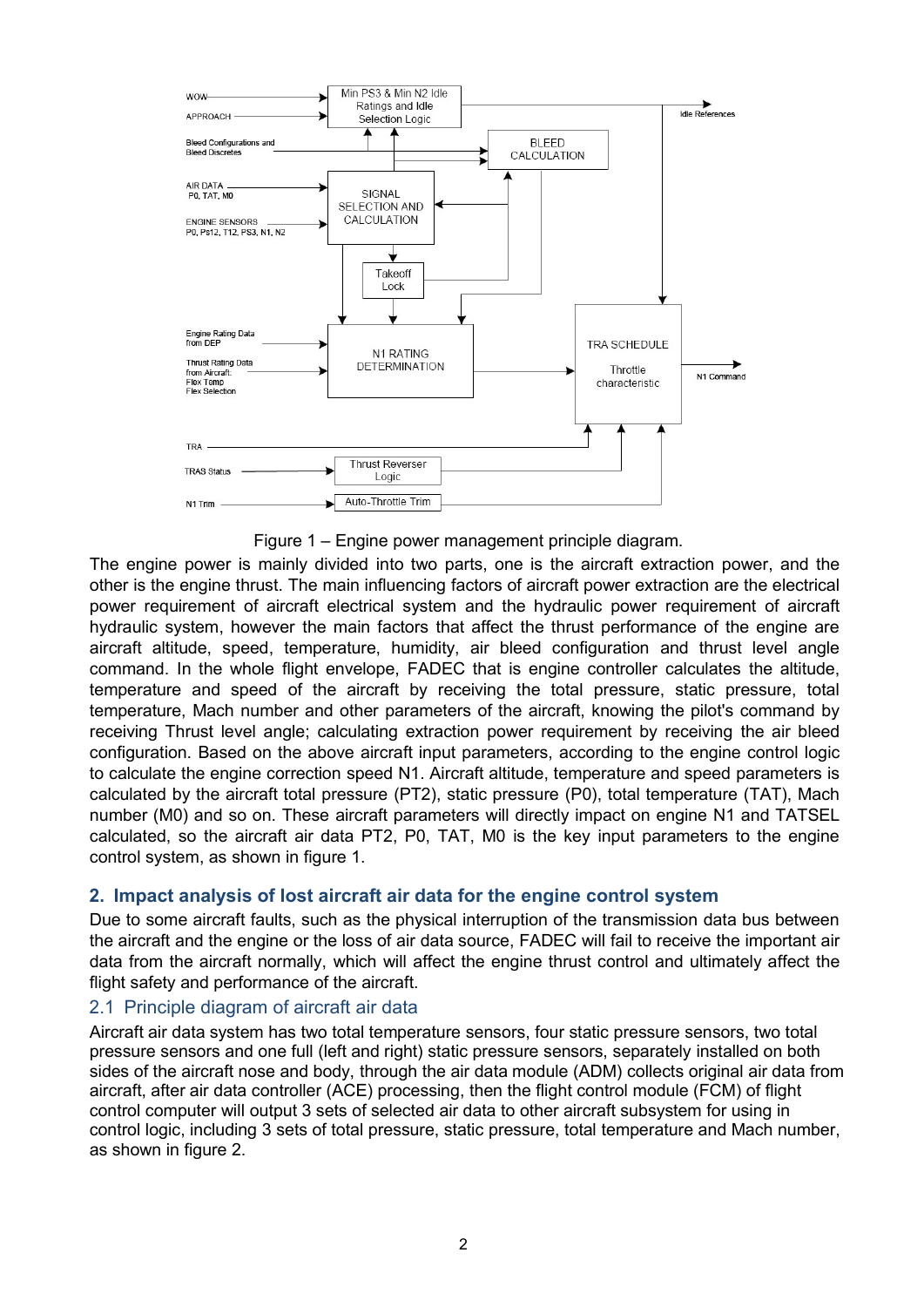Figure 1 – Engine power management principle diagram.

The engine power is mainly divided into two parts, one is the aircraft extraction power, and the other is the engine thrust. The main influencing factors of aircraft power extraction are the electrical power requirement of aircraft electrical system and the hydraulic power requirement of aircraft hydraulic system, however the main factors that affect the thrust performance of the engine are aircraft altitude, speed, temperature, humidity, air bleed configuration and thrust level angle command. In the whole flight envelope, FADEC that is engine controller calculates the altitude, temperature and speed of the aircraft by receiving the total pressure, static pressure, total temperature, Mach number and other parameters of the aircraft, knowing the pilot's command by receiving Thrust level angle; calculating extraction power requirement by receiving the air bleed configuration. Based on the above aircraft input parameters, according to the engine control logic to calculate the engine correction speed N1. Aircraft altitude, temperature and speed parameters is calculated by the aircraft total pressure (PT2), static pressure (P0), total temperature (TAT), Mach number (M0) and so on. These aircraft parameters will directly impact on engine N1 and TATSEL calculated, so the aircraft air data PT2, P0, TAT, M0 is the key input parameters to the engine control system, as shown in figure 1.

## 2. Impact analysis of lost aircraft air data for the engine control system

Due to some aircraft faults, such as the physical interruption of the transmission data bus between the aircraft and the engine or the loss of air data source, FADEC will fail to receive the important air data from the aircraft normally, which will affect the engine thrust control and ultimately affect the flight safety and performance of the aircraft.

### 2.1 Principle diagram of aircraft air data

Aircraft air data system has two total temperature sensors, four static pressure sensors, two total pressure sensors and one full (left and right) static pressure sensors, separately installed on both sides of the aircraft nose and body, through the air data module (ADM) collects original air data from aircraft, after air data controller (ACE) processing, then the flight control module (FCM) of flight control computer will output 3 sets of selected air data to other aircraft subsystem for using in control logic, including 3 sets of total pressure, static pressure, total temperature and Mach number, as shown in figure 2.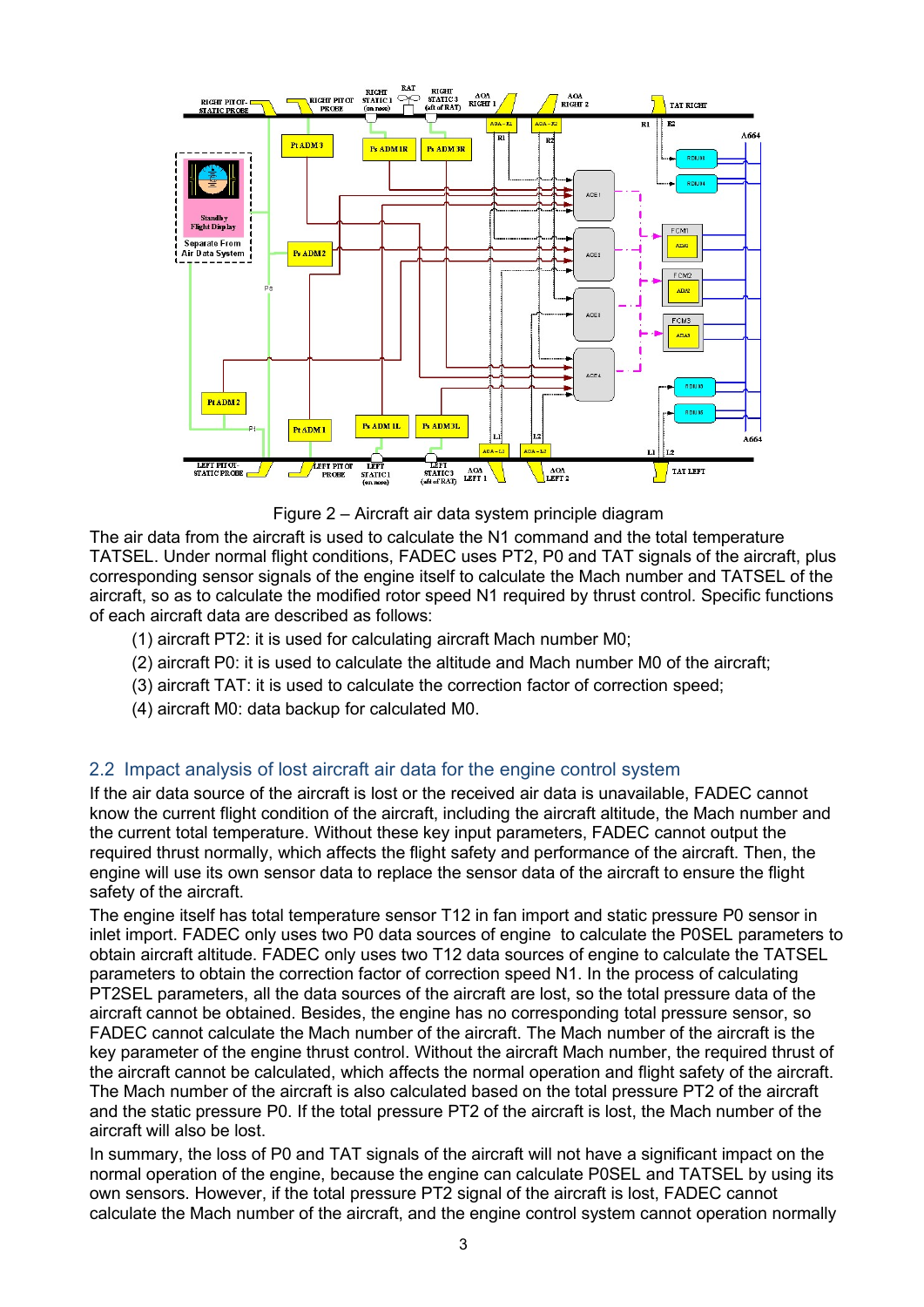Figure 2 – Aircraft air data system principle diagram

The air data from the aircraft is used to calculate the N1 command and the total temperature TATSEL. Under normal flight conditions, FADEC uses PT2, P0 and TAT signals of the aircraft, plus corresponding sensor signals of the engine itself to calculate the Mach number and TATSEL of the aircraft, so as to calculate the modified rotor speed N1 required by thrust control. Specific functions of each aircraft data are described as follows:

(1) aircraft PT2: it is used for calculating aircraft Mach number M0;

(2) aircraft P0: it is used to calculate the altitude and Mach number M0 of the aircraft;

(3) aircraft TAT: it is used to calculate the correction factor of correction speed;

(4) aircraft M0: data backup for calculated M0.

## 2.2 Impact analysis of lost aircraft air data for the engine control system

If the air data source of the aircraft is lost or the received air data is unavailable, FADEC cannot know the current flight condition of the aircraft, including the aircraft altitude, the Mach number and the current total temperature. Without these key input parameters, FADEC cannot output the required thrust normally, which affects the flight safety and performance of the aircraft. Then, the engine will use its own sensor data to replace the sensor data of the aircraft to ensure the flight safety of the aircraft.

The engine itself has total temperature sensor T12 in fan import and static pressure P0 sensor in inlet import. FADEC only uses two P0 data sources of engine to calculate the P0SEL parameters to obtain aircraft altitude. FADEC only uses two T12 data sources of engine to calculate the TATSEL parameters to obtain the correction factor of correction speed N1. In the process of calculating PT2SEL parameters, all the data sources of the aircraft are lost, so the total pressure data of the aircraft cannot be obtained. Besides, the engine has no corresponding total pressure sensor, so FADEC cannot calculate the Mach number of the aircraft. The Mach number of the aircraft is the key parameter of the engine thrust control. Without the aircraft Mach number, the required thrust of the aircraft cannot be calculated, which affects the normal operation and flight safety of the aircraft. The Mach number of the aircraft is also calculated based on the total pressure PT2 of the aircraft and the static pressure P0. If the total pressure PT2 of the aircraft is lost, the Mach number of the aircraft will also be lost.

In summary, the loss of P0 and TAT signals of the aircraft will not have a significant impact on the normal operation of the engine, because the engine can calculate P0SEL and TATSEL by using its own sensors. However, if the total pressure PT2 signal of the aircraft is lost, FADEC cannot calculate the Mach number of the aircraft, and the engine control system cannot operation normally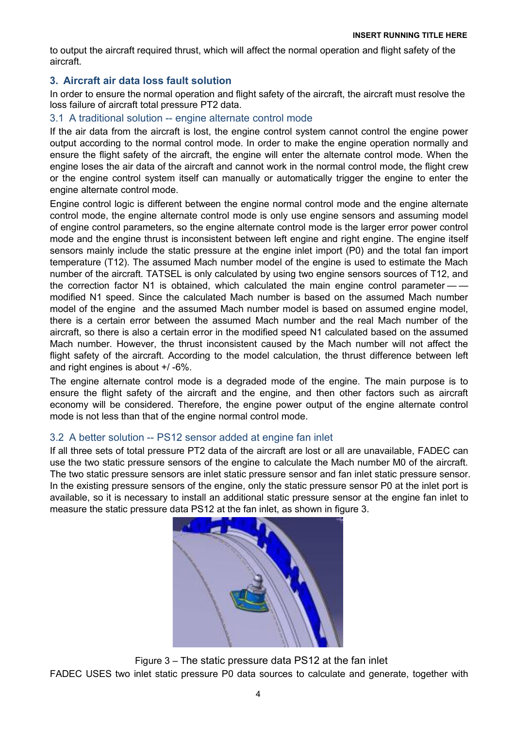to output the aircraft required thrust, which will affect the normal operation and flight safety of the aircraft.

## 3. Aircraft air data loss fault solution

In order to ensure the normal operation and flight safety of the aircraft, the aircraft must resolve the loss failure of aircraft total pressure PT2 data.

### 3.1 A traditional solution -- engine alternate control mode

If the air data from the aircraft is lost, the engine control system cannot control the engine power output according to the normal control mode. In order to make the engine operation normally and ensure the flight safety of the aircraft, the engine will enter the alternate control mode. When the engine loses the air data of the aircraft and cannot work in the normal control mode, the flight crew or the engine control system itself can manually or automatically trigger the engine to enter the engine alternate control mode.

Engine control logic is different between the engine normal control mode and the engine alternate control mode, the engine alternate control mode is only use engine sensors and assuming model of engine control parameters, so the engine alternate control mode is the larger error power control mode and the engine thrust is inconsistent between left engine and right engine. The engine itself sensors mainly include the static pressure at the engine inlet import (P0) and the total fan import temperature (T12). The assumed Mach number model of the engine is used to estimate the Mach number of the aircraft. TATSEL is only calculated by using two engine sensors sources of T12, and the correction factor N1 is obtained, which calculated the main engine control parameter —— modified N1 speed. Since the calculated Mach number is based on the assumed Mach number model of the engine and the assumed Mach number model is based on assumed engine model, there is a certain error between the assumed Mach number and the real Mach number of the aircraft, so there is also a certain error in the modified speed N1 calculated based on the assumed Mach number. However, the thrust inconsistent caused by the Mach number will not affect the flight safety of the aircraft. According to the model calculation, the thrust difference between left and right engines is about +/ -6%.

The engine alternate control mode is a degraded mode of the engine. The main purpose is to ensure the flight safety of the aircraft and the engine, and then other factors such as aircraft economy will be considered. Therefore, the engine power output of the engine alternate control mode is not less than that of the engine normal control mode.

### 3.2 A better solution -- PS12 sensor added at engine fan inlet

If all three sets of total pressure PT2 data of the aircraft are lost or all are unavailable, FADEC can use the two static pressure sensors of the engine to calculate the Mach number M0 of the aircraft. The two static pressure sensors are inlet static pressure sensor and fan inlet static pressure sensor. In the existing pressure sensors of the engine, only the static pressure sensor P0 at the inlet port is available, so it is necessary to install an additional static pressure sensor at the engine fan inlet to measure the static pressure data PS12 at the fan inlet, as shown in figure 3.

Figure 3 – The static pressure data PS12 at the fan inlet

FADEC USES two inlet static pressure P0 data sources to calculate and generate, together with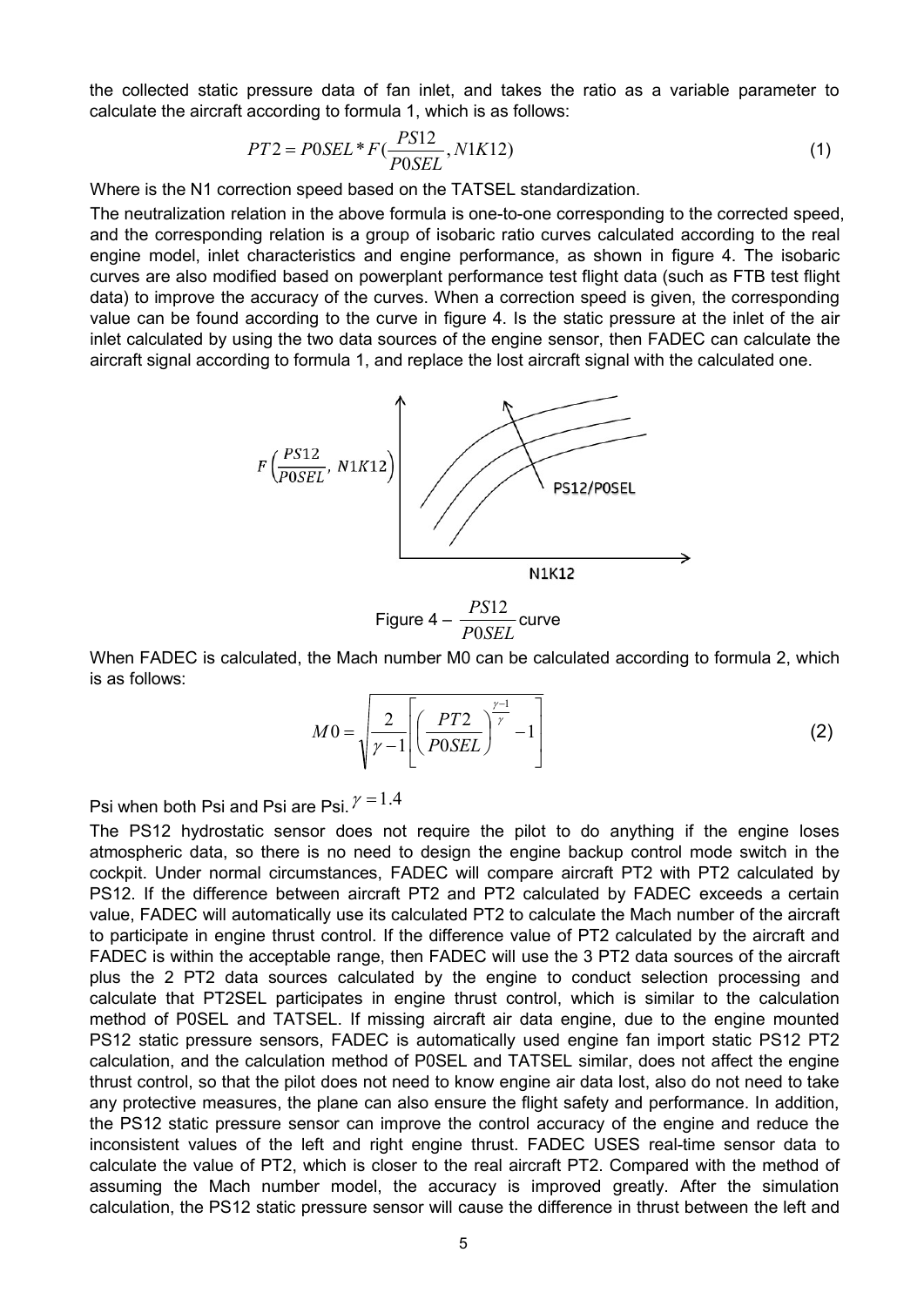the collected static pressure data of fan inlet, and takes the ratio as a variable parameter to calculate the aircraft according to formula 1, which is as follows:

$$PT2 = P0SEL * F(\frac{PS12}{P0SEL}, N1K12) \tag{1}$$

Where is the N1 correction speed based on the TATSEL standardization.

The neutralization relation in the above formula is one-to-one corresponding to the corrected speed, and the corresponding relation is a group of isobaric ratio curves calculated according to the real engine model, inlet characteristics and engine performance, as shown in figure 4. The isobaric curves are also modified based on powerplant performance test flight data (such as FTB test flight data) to improve the accuracy of the curves. When a correction speed is given, the corresponding value can be found according to the curve in figure 4. Is the static pressure at the inlet of the air inlet calculated by using the two data sources of the engine sensor, then FADEC can calculate the aircraft signal according to formula 1, and replace the lost aircraft signal with the calculated one.

Figure 4 – $\frac{PS12}{P0SEL}$ curve

When FADEC is calculated, the Mach number M0 can be calculated according to formula 2, which is as follows:

$$M0 = \sqrt{\frac{2}{\gamma - 1}\left[\left(\frac{PT2}{P0SEL}\right)^{\frac{\gamma-1}{\gamma}} - 1\right]} \tag{2}$$

Psi when both Psi and Psi are Psi. $\gamma = 1.4$

The PS12 hydrostatic sensor does not require the pilot to do anything if the engine loses atmospheric data, so there is no need to design the engine backup control mode switch in the cockpit. Under normal circumstances, FADEC will compare aircraft PT2 with PT2 calculated by PS12. If the difference between aircraft PT2 and PT2 calculated by FADEC exceeds a certain value, FADEC will automatically use its calculated PT2 to calculate the Mach number of the aircraft to participate in engine thrust control. If the difference value of PT2 calculated by the aircraft and FADEC is within the acceptable range, then FADEC will use the 3 PT2 data sources of the aircraft plus the 2 PT2 data sources calculated by the engine to conduct selection processing and calculate that PT2SEL participates in engine thrust control, which is similar to the calculation method of P0SEL and TATSEL. If missing aircraft air data engine, due to the engine mounted PS12 static pressure sensors, FADEC is automatically used engine fan import static PS12 PT2 calculation, and the calculation method of P0SEL and TATSEL similar, does not affect the engine thrust control, so that the pilot does not need to know engine air data lost, also do not need to take any protective measures, the plane can also ensure the flight safety and performance. In addition, the PS12 static pressure sensor can improve the control accuracy of the engine and reduce the inconsistent values of the left and right engine thrust. FADEC USES real-time sensor data to calculate the value of PT2, which is closer to the real aircraft PT2. Compared with the method of assuming the Mach number model, the accuracy is improved greatly. After the simulation calculation, the PS12 static pressure sensor will cause the difference in thrust between the left and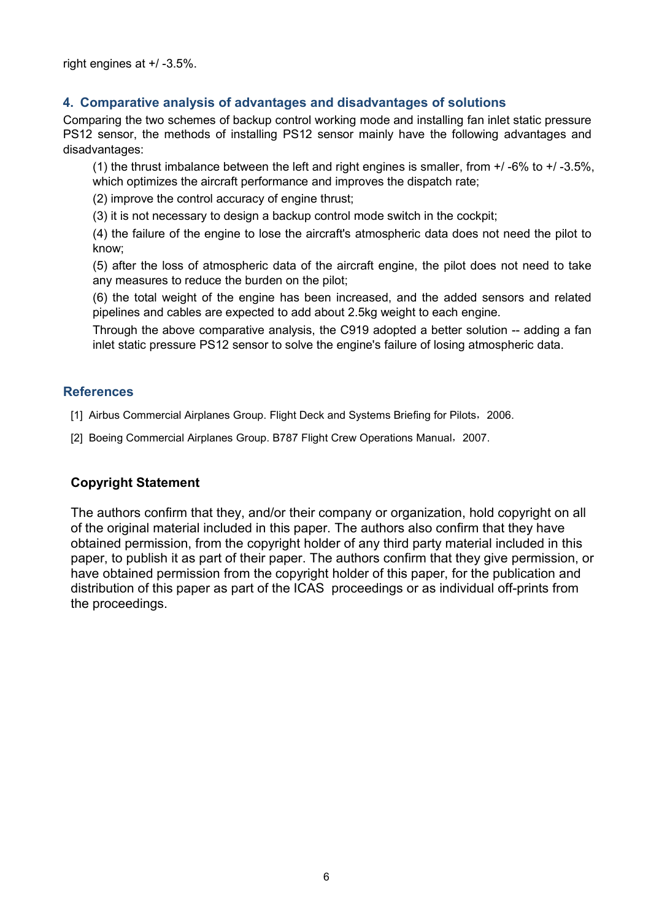right engines at +/ -3.5%.

## 4. Comparative analysis of advantages and disadvantages of solutions

Comparing the two schemes of backup control working mode and installing fan inlet static pressure PS12 sensor, the methods of installing PS12 sensor mainly have the following advantages and disadvantages:

(1) the thrust imbalance between the left and right engines is smaller, from +/ -6% to +/ -3.5%, which optimizes the aircraft performance and improves the dispatch rate;

(2) improve the control accuracy of engine thrust;

(3) it is not necessary to design a backup control mode switch in the cockpit;

(4) the failure of the engine to lose the aircraft's atmospheric data does not need the pilot to know;

(5) after the loss of atmospheric data of the aircraft engine, the pilot does not need to take any measures to reduce the burden on the pilot;

(6) the total weight of the engine has been increased, and the added sensors and related pipelines and cables are expected to add about 2.5kg weight to each engine.

Through the above comparative analysis, the C919 adopted a better solution -- adding a fan inlet static pressure PS12 sensor to solve the engine's failure of losing atmospheric data.

## References

[1] Airbus Commercial Airplanes Group. Flight Deck and Systems Briefing for Pilots，2006.

[2] Boeing Commercial Airplanes Group. B787 Flight Crew Operations Manual，2007.

### Copyright Statement

The authors confirm that they, and/or their company or organization, hold copyright on all of the original material included in this paper. The authors also confirm that they have obtained permission, from the copyright holder of any third party material included in this paper, to publish it as part of their paper. The authors confirm that they give permission, or have obtained permission from the copyright holder of this paper, for the publication and distribution of this paper as part of the ICAS proceedings or as individual off-prints from the proceedings.